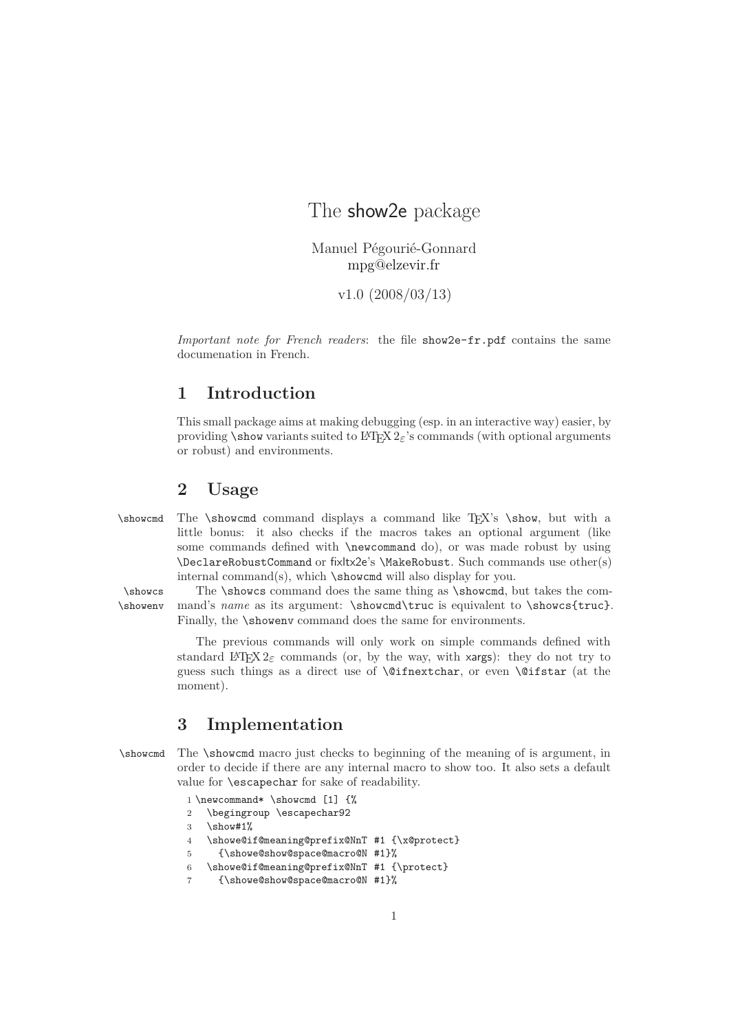# The show2e package

Manuel Pégourié-Gonnard
mpg@elzevir.fr

v1.0 (2008/03/13)

*Important note for French readers*: the file `show2e-fr.pdf` contains the same documenation in French.

## 1 Introduction

This small package aims at making debugging (esp. in an interactive way) easier, by providing `\show` variants suited to LaTeX 2ε's commands (with optional arguments or robust) and environments.

## 2 Usage

`\showcmd` The `\showcmd` command displays a command like TeX's `\show`, but with a little bonus: it also checks if the macros takes an optional argument (like some commands defined with `\newcommand` do), or was made robust by using `\DeclareRobustCommand` or fixltx2e's `\MakeRobust`. Such commands use other(s) internal command(s), which `\showcmd` will also display for you.

`\showcs` `\showenv` The `\showcs` command does the same thing as `\showcmd`, but takes the command's *name* as its argument: `\showcmd\truc` is equivalent to `\showcs{truc}`. Finally, the `\showenv` command does the same for environments.

The previous commands will only work on simple commands defined with standard LaTeX 2ε commands (or, by the way, with xargs): they do not try to guess such things as a direct use of `\@ifnextchar`, or even `\@ifstar` (at the moment).

## 3 Implementation

`\showcmd` The `\showcmd` macro just checks to beginning of the meaning of is argument, in order to decide if there are any internal macro to show too. It also sets a default value for `\escapechar` for sake of readability.

```
1 \newcommand* \showcmd [1] {%
2   \begingroup \escapechar92
3   \show#1%
4   \showe@if@meaning@prefix@NnT #1 {\x@protect}
5     {\showe@show@space@macro@N #1}%
6   \showe@if@meaning@prefix@NnT #1 {\protect}
7     {\showe@show@space@macro@N #1}%
```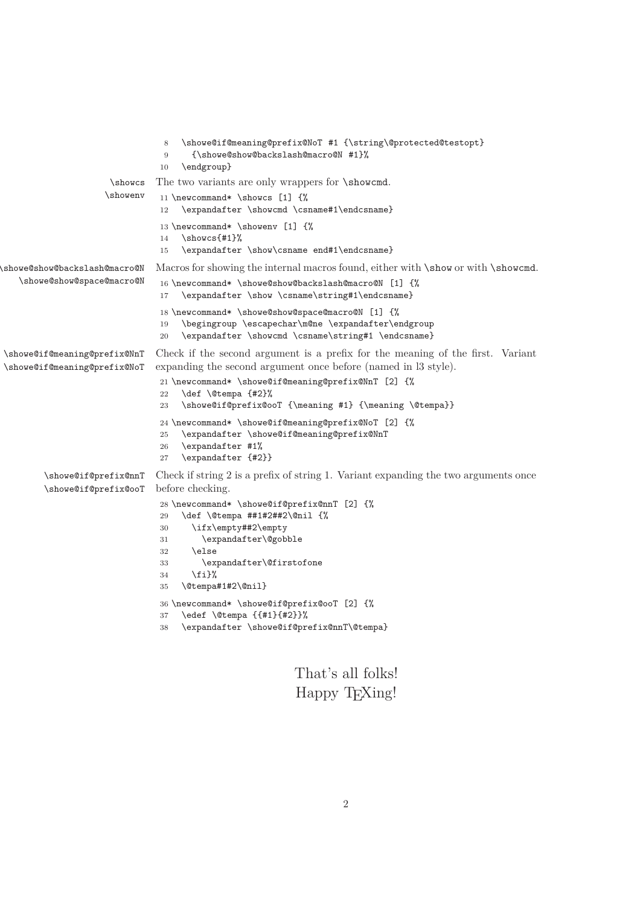```
8   \showe@if@meaning@prefix@NoT #1 {\string\@protected@testopt}
9     {\showe@show@backslash@macro@N #1}%
10  \endgroup}
```

\showcs \showenv

The two variants are only wrappers for \showcmd.

```
11 \newcommand* \showcs [1] {%
12   \expandafter \showcmd \csname#1\endcsname}
13 \newcommand* \showenv [1] {%
14   \showcs{#1}%
15   \expandafter \show\csname end#1\endcsname}
```

\showe@show@backslash@macro@N \showe@show@space@macro@N

Macros for showing the internal macros found, either with \show or with \showcmd.

```
16 \newcommand* \showe@show@backslash@macro@N [1] {%
17   \expandafter \show \csname\string#1\endcsname}
18 \newcommand* \showe@show@space@macro@N [1] {%
19   \begingroup \escapechar\m@ne \expandafter\endgroup
20   \expandafter \showcmd \csname\string#1 \endcsname}
```

\showe@if@meaning@prefix@NnT \showe@if@meaning@prefix@NoT

Check if the second argument is a prefix for the meaning of the first. Variant expanding the second argument once before (named in l3 style).

```
21 \newcommand* \showe@if@meaning@prefix@NnT [2] {%
22   \def \@tempa {#2}%
23   \showe@if@prefix@ooT {\meaning #1} {\meaning \@tempa}}
24 \newcommand* \showe@if@meaning@prefix@NoT [2] {%
25   \expandafter \showe@if@meaning@prefix@NnT
26   \expandafter #1%
27   \expandafter {#2}}
```

\showe@if@prefix@nnT \showe@if@prefix@ooT

Check if string 2 is a prefix of string 1. Variant expanding the two arguments once before checking.

```
28 \newcommand* \showe@if@prefix@nnT [2] {%
29   \def \@tempa ##1#2##2\@nil {%
30     \ifx\empty##2\empty
31       \expandafter\@gobble
32     \else
33       \expandafter\@firstofone
34     \fi}%
35   \@tempa#1#2\@nil}
36 \newcommand* \showe@if@prefix@ooT [2] {%
37   \edef \@tempa {{#1}{#2}}%
38   \expandafter \showe@if@prefix@nnT\@tempa}
```

That's all folks!
Happy TEXing!